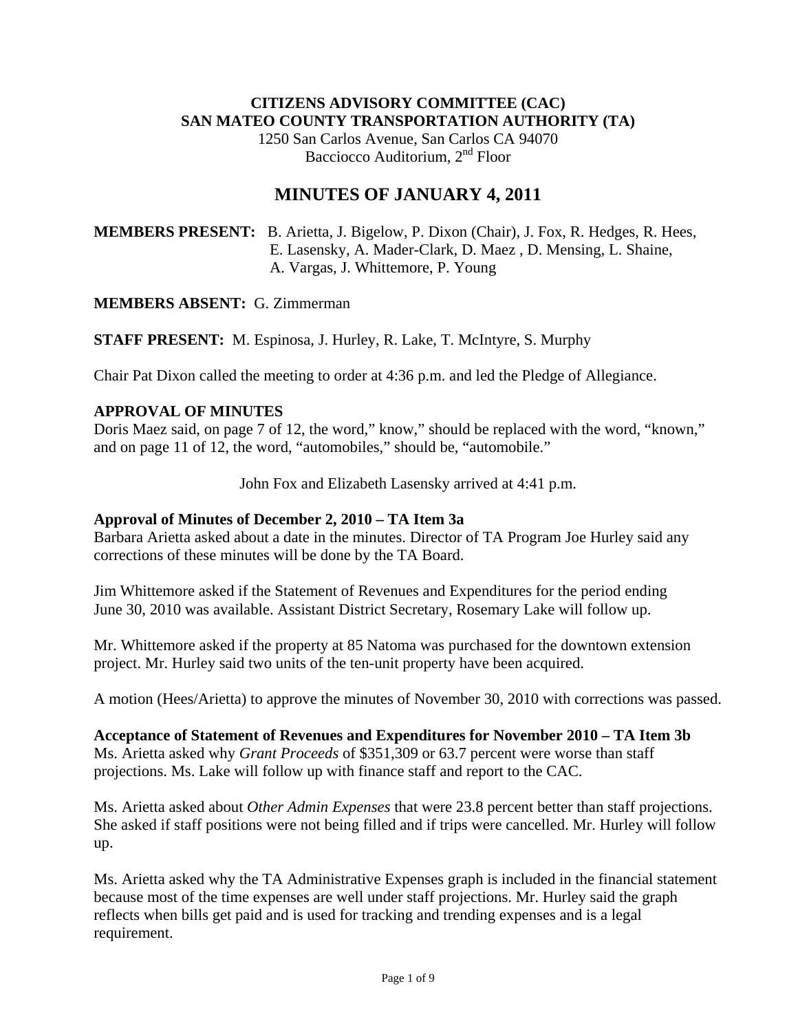**CITIZENS ADVISORY COMMITTEE (CAC)**
**SAN MATEO COUNTY TRANSPORTATION AUTHORITY (TA)**
1250 San Carlos Avenue, San Carlos CA 94070
Bacciocco Auditorium, 2nd Floor

# MINUTES OF JANUARY 4, 2011

**MEMBERS PRESENT:** B. Arietta, J. Bigelow, P. Dixon (Chair), J. Fox, R. Hedges, R. Hees, E. Lasensky, A. Mader-Clark, D. Maez , D. Mensing, L. Shaine, A. Vargas, J. Whittemore, P. Young

**MEMBERS ABSENT:** G. Zimmerman

**STAFF PRESENT:** M. Espinosa, J. Hurley, R. Lake, T. McIntyre, S. Murphy

Chair Pat Dixon called the meeting to order at 4:36 p.m. and led the Pledge of Allegiance.

**APPROVAL OF MINUTES**

Doris Maez said, on page 7 of 12, the word," know," should be replaced with the word, "known," and on page 11 of 12, the word, "automobiles," should be, "automobile."

John Fox and Elizabeth Lasensky arrived at 4:41 p.m.

**Approval of Minutes of December 2, 2010 – TA Item 3a**

Barbara Arietta asked about a date in the minutes. Director of TA Program Joe Hurley said any corrections of these minutes will be done by the TA Board.

Jim Whittemore asked if the Statement of Revenues and Expenditures for the period ending June 30, 2010 was available. Assistant District Secretary, Rosemary Lake will follow up.

Mr. Whittemore asked if the property at 85 Natoma was purchased for the downtown extension project. Mr. Hurley said two units of the ten-unit property have been acquired.

A motion (Hees/Arietta) to approve the minutes of November 30, 2010 with corrections was passed.

**Acceptance of Statement of Revenues and Expenditures for November 2010 – TA Item 3b**

Ms. Arietta asked why *Grant Proceeds* of $351,309 or 63.7 percent were worse than staff projections. Ms. Lake will follow up with finance staff and report to the CAC.

Ms. Arietta asked about *Other Admin Expenses* that were 23.8 percent better than staff projections. She asked if staff positions were not being filled and if trips were cancelled. Mr. Hurley will follow up.

Ms. Arietta asked why the TA Administrative Expenses graph is included in the financial statement because most of the time expenses are well under staff projections. Mr. Hurley said the graph reflects when bills get paid and is used for tracking and trending expenses and is a legal requirement.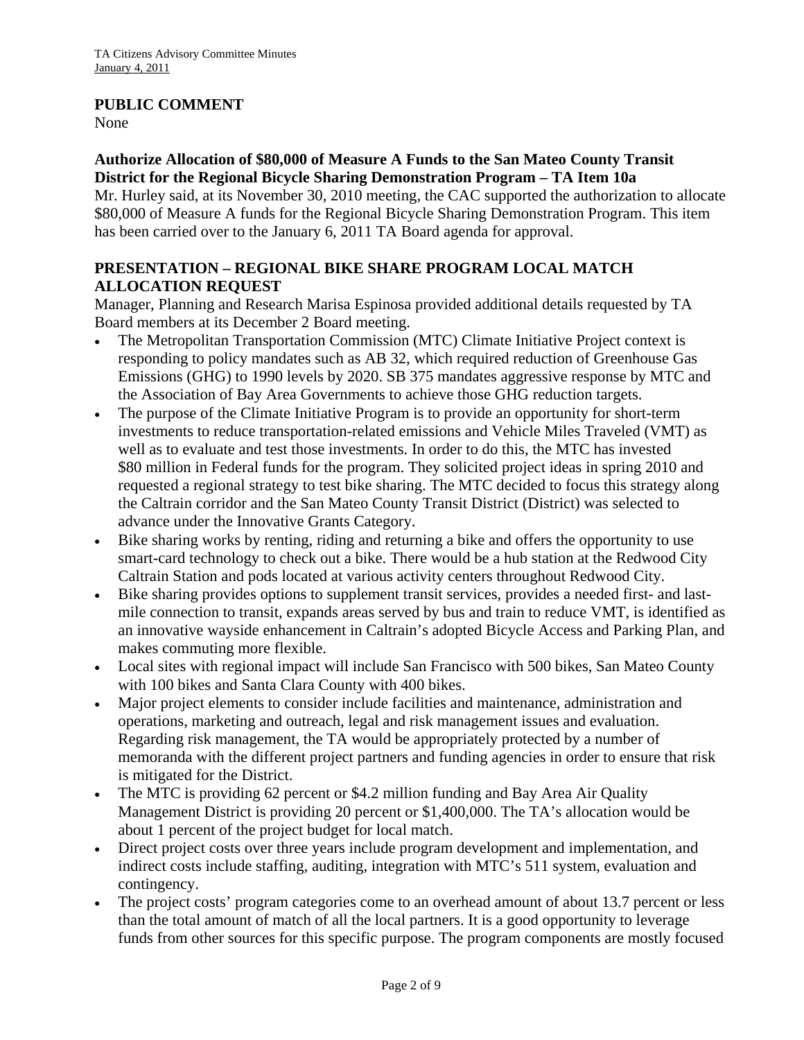## PUBLIC COMMENT

None

### Authorize Allocation of $80,000 of Measure A Funds to the San Mateo County Transit District for the Regional Bicycle Sharing Demonstration Program – TA Item 10a

Mr. Hurley said, at its November 30, 2010 meeting, the CAC supported the authorization to allocate $80,000 of Measure A funds for the Regional Bicycle Sharing Demonstration Program. This item has been carried over to the January 6, 2011 TA Board agenda for approval.

## PRESENTATION – REGIONAL BIKE SHARE PROGRAM LOCAL MATCH ALLOCATION REQUEST

Manager, Planning and Research Marisa Espinosa provided additional details requested by TA Board members at its December 2 Board meeting.

- The Metropolitan Transportation Commission (MTC) Climate Initiative Project context is responding to policy mandates such as AB 32, which required reduction of Greenhouse Gas Emissions (GHG) to 1990 levels by 2020. SB 375 mandates aggressive response by MTC and the Association of Bay Area Governments to achieve those GHG reduction targets.
- The purpose of the Climate Initiative Program is to provide an opportunity for short-term investments to reduce transportation-related emissions and Vehicle Miles Traveled (VMT) as well as to evaluate and test those investments. In order to do this, the MTC has invested $80 million in Federal funds for the program. They solicited project ideas in spring 2010 and requested a regional strategy to test bike sharing. The MTC decided to focus this strategy along the Caltrain corridor and the San Mateo County Transit District (District) was selected to advance under the Innovative Grants Category.
- Bike sharing works by renting, riding and returning a bike and offers the opportunity to use smart-card technology to check out a bike. There would be a hub station at the Redwood City Caltrain Station and pods located at various activity centers throughout Redwood City.
- Bike sharing provides options to supplement transit services, provides a needed first- and last-mile connection to transit, expands areas served by bus and train to reduce VMT, is identified as an innovative wayside enhancement in Caltrain's adopted Bicycle Access and Parking Plan, and makes commuting more flexible.
- Local sites with regional impact will include San Francisco with 500 bikes, San Mateo County with 100 bikes and Santa Clara County with 400 bikes.
- Major project elements to consider include facilities and maintenance, administration and operations, marketing and outreach, legal and risk management issues and evaluation. Regarding risk management, the TA would be appropriately protected by a number of memoranda with the different project partners and funding agencies in order to ensure that risk is mitigated for the District.
- The MTC is providing 62 percent or $4.2 million funding and Bay Area Air Quality Management District is providing 20 percent or $1,400,000. The TA's allocation would be about 1 percent of the project budget for local match.
- Direct project costs over three years include program development and implementation, and indirect costs include staffing, auditing, integration with MTC's 511 system, evaluation and contingency.
- The project costs' program categories come to an overhead amount of about 13.7 percent or less than the total amount of match of all the local partners. It is a good opportunity to leverage funds from other sources for this specific purpose. The program components are mostly focused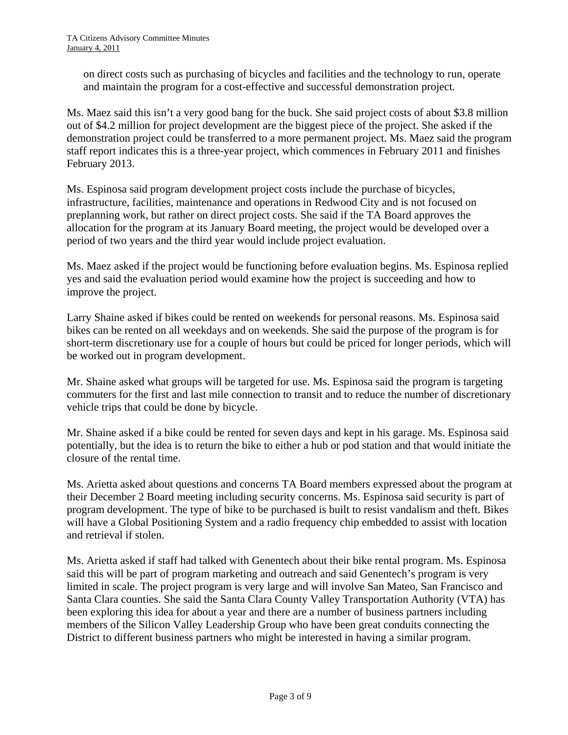on direct costs such as purchasing of bicycles and facilities and the technology to run, operate and maintain the program for a cost-effective and successful demonstration project.

Ms. Maez said this isn't a very good bang for the buck. She said project costs of about $3.8 million out of $4.2 million for project development are the biggest piece of the project. She asked if the demonstration project could be transferred to a more permanent project. Ms. Maez said the program staff report indicates this is a three-year project, which commences in February 2011 and finishes February 2013.

Ms. Espinosa said program development project costs include the purchase of bicycles, infrastructure, facilities, maintenance and operations in Redwood City and is not focused on preplanning work, but rather on direct project costs. She said if the TA Board approves the allocation for the program at its January Board meeting, the project would be developed over a period of two years and the third year would include project evaluation.

Ms. Maez asked if the project would be functioning before evaluation begins. Ms. Espinosa replied yes and said the evaluation period would examine how the project is succeeding and how to improve the project.

Larry Shaine asked if bikes could be rented on weekends for personal reasons. Ms. Espinosa said bikes can be rented on all weekdays and on weekends. She said the purpose of the program is for short-term discretionary use for a couple of hours but could be priced for longer periods, which will be worked out in program development.

Mr. Shaine asked what groups will be targeted for use. Ms. Espinosa said the program is targeting commuters for the first and last mile connection to transit and to reduce the number of discretionary vehicle trips that could be done by bicycle.

Mr. Shaine asked if a bike could be rented for seven days and kept in his garage. Ms. Espinosa said potentially, but the idea is to return the bike to either a hub or pod station and that would initiate the closure of the rental time.

Ms. Arietta asked about questions and concerns TA Board members expressed about the program at their December 2 Board meeting including security concerns. Ms. Espinosa said security is part of program development. The type of bike to be purchased is built to resist vandalism and theft. Bikes will have a Global Positioning System and a radio frequency chip embedded to assist with location and retrieval if stolen.

Ms. Arietta asked if staff had talked with Genentech about their bike rental program. Ms. Espinosa said this will be part of program marketing and outreach and said Genentech's program is very limited in scale. The project program is very large and will involve San Mateo, San Francisco and Santa Clara counties. She said the Santa Clara County Valley Transportation Authority (VTA) has been exploring this idea for about a year and there are a number of business partners including members of the Silicon Valley Leadership Group who have been great conduits connecting the District to different business partners who might be interested in having a similar program.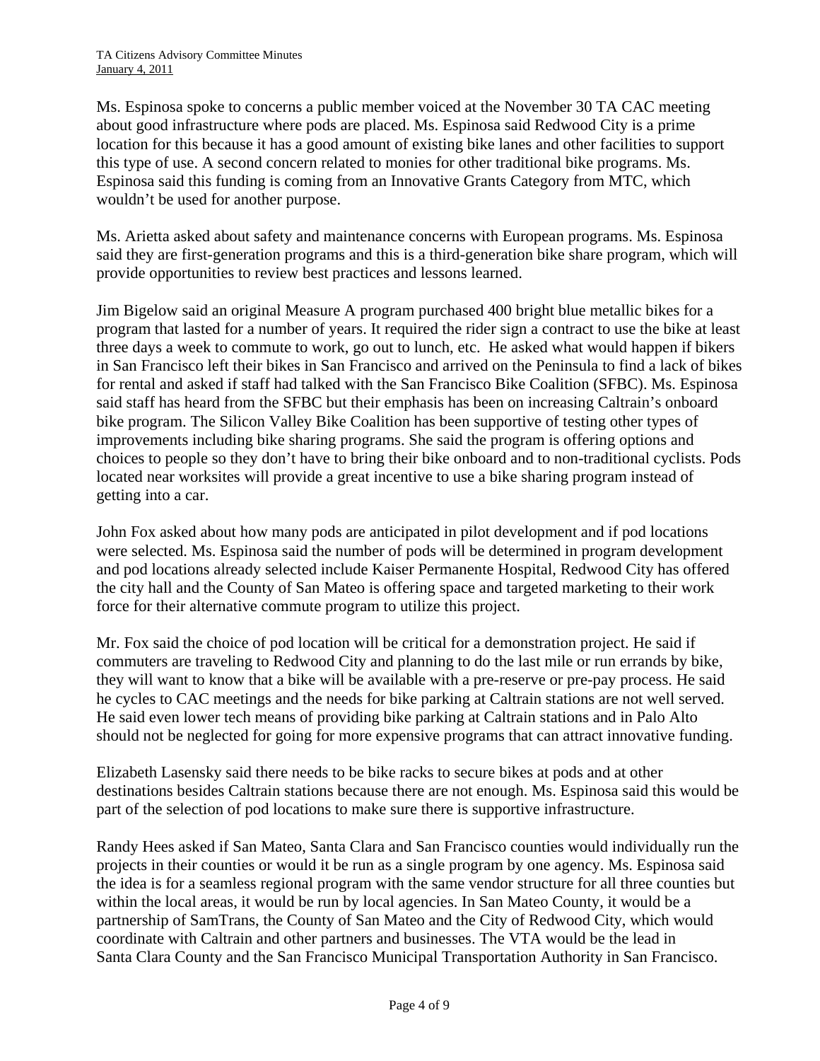Ms. Espinosa spoke to concerns a public member voiced at the November 30 TA CAC meeting about good infrastructure where pods are placed. Ms. Espinosa said Redwood City is a prime location for this because it has a good amount of existing bike lanes and other facilities to support this type of use. A second concern related to monies for other traditional bike programs. Ms. Espinosa said this funding is coming from an Innovative Grants Category from MTC, which wouldn't be used for another purpose.

Ms. Arietta asked about safety and maintenance concerns with European programs. Ms. Espinosa said they are first-generation programs and this is a third-generation bike share program, which will provide opportunities to review best practices and lessons learned.

Jim Bigelow said an original Measure A program purchased 400 bright blue metallic bikes for a program that lasted for a number of years. It required the rider sign a contract to use the bike at least three days a week to commute to work, go out to lunch, etc. He asked what would happen if bikers in San Francisco left their bikes in San Francisco and arrived on the Peninsula to find a lack of bikes for rental and asked if staff had talked with the San Francisco Bike Coalition (SFBC). Ms. Espinosa said staff has heard from the SFBC but their emphasis has been on increasing Caltrain's onboard bike program. The Silicon Valley Bike Coalition has been supportive of testing other types of improvements including bike sharing programs. She said the program is offering options and choices to people so they don't have to bring their bike onboard and to non-traditional cyclists. Pods located near worksites will provide a great incentive to use a bike sharing program instead of getting into a car.

John Fox asked about how many pods are anticipated in pilot development and if pod locations were selected. Ms. Espinosa said the number of pods will be determined in program development and pod locations already selected include Kaiser Permanente Hospital, Redwood City has offered the city hall and the County of San Mateo is offering space and targeted marketing to their work force for their alternative commute program to utilize this project.

Mr. Fox said the choice of pod location will be critical for a demonstration project. He said if commuters are traveling to Redwood City and planning to do the last mile or run errands by bike, they will want to know that a bike will be available with a pre-reserve or pre-pay process. He said he cycles to CAC meetings and the needs for bike parking at Caltrain stations are not well served. He said even lower tech means of providing bike parking at Caltrain stations and in Palo Alto should not be neglected for going for more expensive programs that can attract innovative funding.

Elizabeth Lasensky said there needs to be bike racks to secure bikes at pods and at other destinations besides Caltrain stations because there are not enough. Ms. Espinosa said this would be part of the selection of pod locations to make sure there is supportive infrastructure.

Randy Hees asked if San Mateo, Santa Clara and San Francisco counties would individually run the projects in their counties or would it be run as a single program by one agency. Ms. Espinosa said the idea is for a seamless regional program with the same vendor structure for all three counties but within the local areas, it would be run by local agencies. In San Mateo County, it would be a partnership of SamTrans, the County of San Mateo and the City of Redwood City, which would coordinate with Caltrain and other partners and businesses. The VTA would be the lead in Santa Clara County and the San Francisco Municipal Transportation Authority in San Francisco.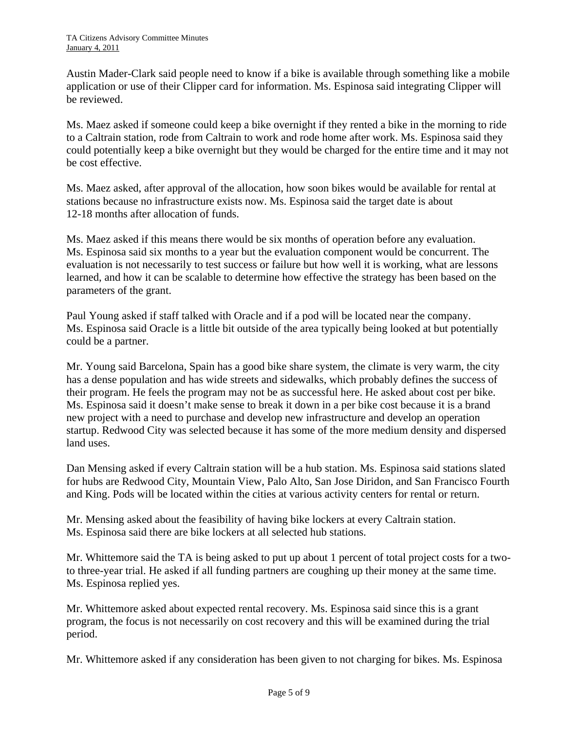Austin Mader-Clark said people need to know if a bike is available through something like a mobile application or use of their Clipper card for information. Ms. Espinosa said integrating Clipper will be reviewed.

Ms. Maez asked if someone could keep a bike overnight if they rented a bike in the morning to ride to a Caltrain station, rode from Caltrain to work and rode home after work. Ms. Espinosa said they could potentially keep a bike overnight but they would be charged for the entire time and it may not be cost effective.

Ms. Maez asked, after approval of the allocation, how soon bikes would be available for rental at stations because no infrastructure exists now. Ms. Espinosa said the target date is about 12-18 months after allocation of funds.

Ms. Maez asked if this means there would be six months of operation before any evaluation. Ms. Espinosa said six months to a year but the evaluation component would be concurrent. The evaluation is not necessarily to test success or failure but how well it is working, what are lessons learned, and how it can be scalable to determine how effective the strategy has been based on the parameters of the grant.

Paul Young asked if staff talked with Oracle and if a pod will be located near the company. Ms. Espinosa said Oracle is a little bit outside of the area typically being looked at but potentially could be a partner.

Mr. Young said Barcelona, Spain has a good bike share system, the climate is very warm, the city has a dense population and has wide streets and sidewalks, which probably defines the success of their program. He feels the program may not be as successful here. He asked about cost per bike. Ms. Espinosa said it doesn't make sense to break it down in a per bike cost because it is a brand new project with a need to purchase and develop new infrastructure and develop an operation startup. Redwood City was selected because it has some of the more medium density and dispersed land uses.

Dan Mensing asked if every Caltrain station will be a hub station. Ms. Espinosa said stations slated for hubs are Redwood City, Mountain View, Palo Alto, San Jose Diridon, and San Francisco Fourth and King. Pods will be located within the cities at various activity centers for rental or return.

Mr. Mensing asked about the feasibility of having bike lockers at every Caltrain station. Ms. Espinosa said there are bike lockers at all selected hub stations.

Mr. Whittemore said the TA is being asked to put up about 1 percent of total project costs for a two- to three-year trial. He asked if all funding partners are coughing up their money at the same time. Ms. Espinosa replied yes.

Mr. Whittemore asked about expected rental recovery. Ms. Espinosa said since this is a grant program, the focus is not necessarily on cost recovery and this will be examined during the trial period.

Mr. Whittemore asked if any consideration has been given to not charging for bikes. Ms. Espinosa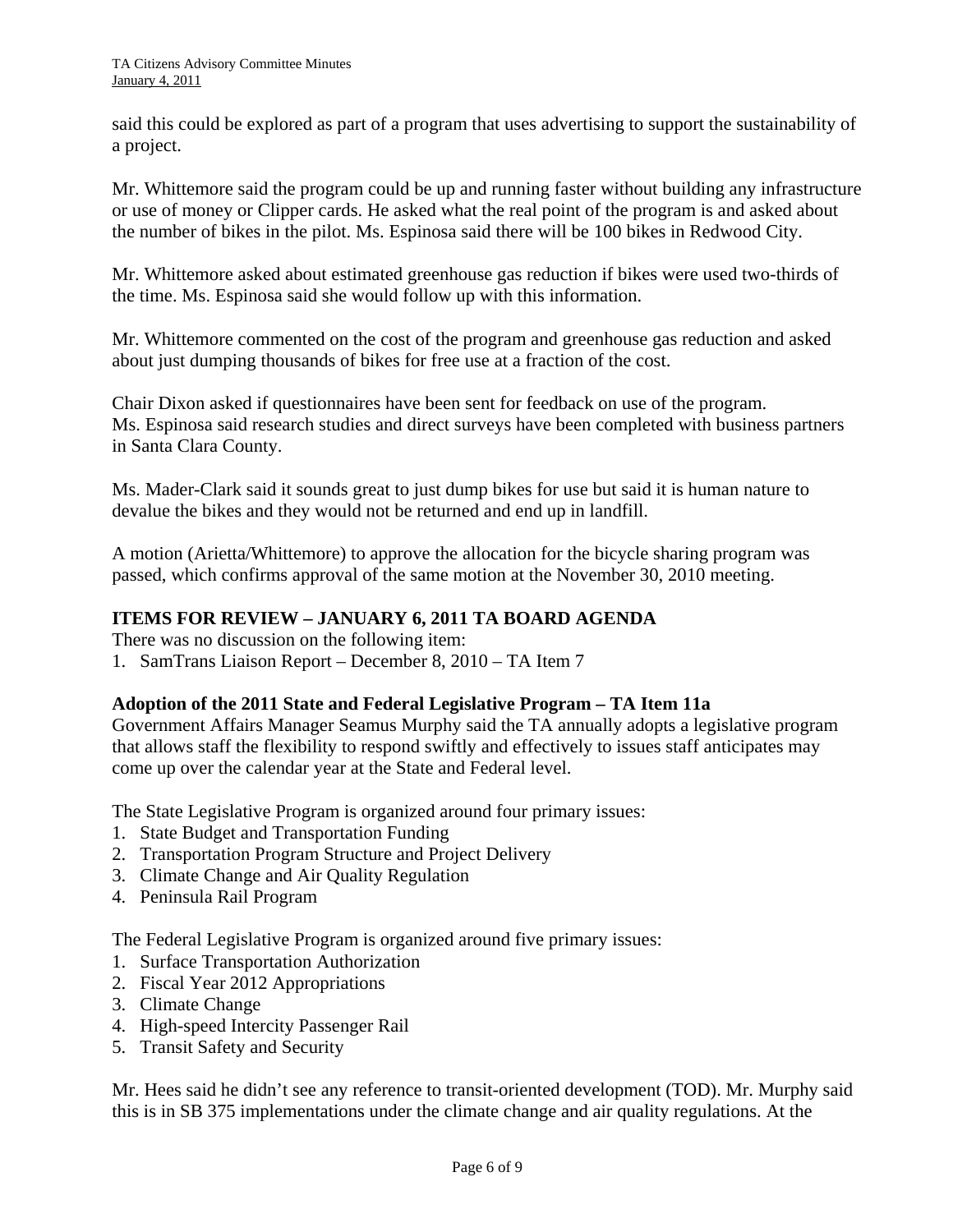said this could be explored as part of a program that uses advertising to support the sustainability of a project.

Mr. Whittemore said the program could be up and running faster without building any infrastructure or use of money or Clipper cards. He asked what the real point of the program is and asked about the number of bikes in the pilot. Ms. Espinosa said there will be 100 bikes in Redwood City.

Mr. Whittemore asked about estimated greenhouse gas reduction if bikes were used two-thirds of the time. Ms. Espinosa said she would follow up with this information.

Mr. Whittemore commented on the cost of the program and greenhouse gas reduction and asked about just dumping thousands of bikes for free use at a fraction of the cost.

Chair Dixon asked if questionnaires have been sent for feedback on use of the program. Ms. Espinosa said research studies and direct surveys have been completed with business partners in Santa Clara County.

Ms. Mader-Clark said it sounds great to just dump bikes for use but said it is human nature to devalue the bikes and they would not be returned and end up in landfill.

A motion (Arietta/Whittemore) to approve the allocation for the bicycle sharing program was passed, which confirms approval of the same motion at the November 30, 2010 meeting.

**ITEMS FOR REVIEW – JANUARY 6, 2011 TA BOARD AGENDA**

There was no discussion on the following item:

1. SamTrans Liaison Report – December 8, 2010 – TA Item 7

**Adoption of the 2011 State and Federal Legislative Program – TA Item 11a**

Government Affairs Manager Seamus Murphy said the TA annually adopts a legislative program that allows staff the flexibility to respond swiftly and effectively to issues staff anticipates may come up over the calendar year at the State and Federal level.

The State Legislative Program is organized around four primary issues:

1. State Budget and Transportation Funding
2. Transportation Program Structure and Project Delivery
3. Climate Change and Air Quality Regulation
4. Peninsula Rail Program

The Federal Legislative Program is organized around five primary issues:

1. Surface Transportation Authorization
2. Fiscal Year 2012 Appropriations
3. Climate Change
4. High-speed Intercity Passenger Rail
5. Transit Safety and Security

Mr. Hees said he didn't see any reference to transit-oriented development (TOD). Mr. Murphy said this is in SB 375 implementations under the climate change and air quality regulations. At the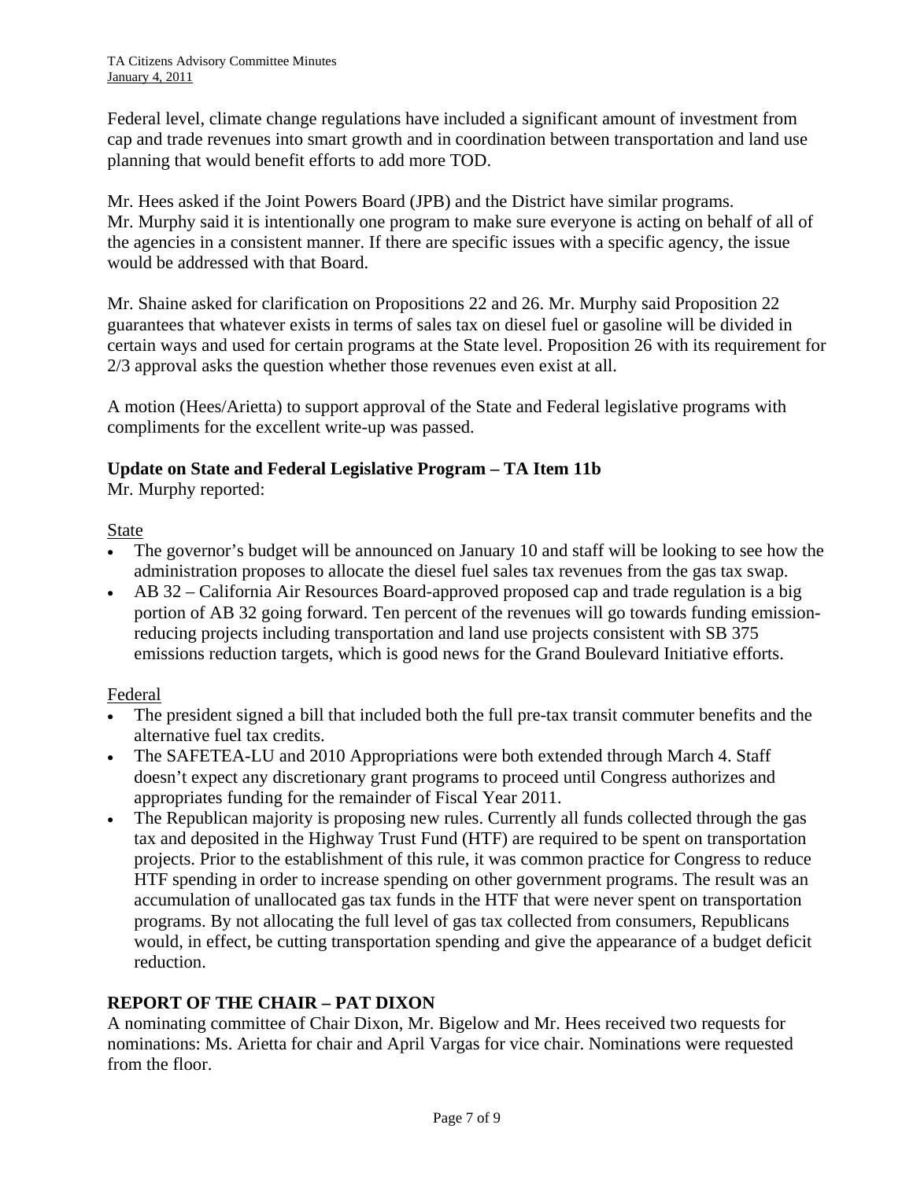Federal level, climate change regulations have included a significant amount of investment from cap and trade revenues into smart growth and in coordination between transportation and land use planning that would benefit efforts to add more TOD.

Mr. Hees asked if the Joint Powers Board (JPB) and the District have similar programs. Mr. Murphy said it is intentionally one program to make sure everyone is acting on behalf of all of the agencies in a consistent manner. If there are specific issues with a specific agency, the issue would be addressed with that Board.

Mr. Shaine asked for clarification on Propositions 22 and 26. Mr. Murphy said Proposition 22 guarantees that whatever exists in terms of sales tax on diesel fuel or gasoline will be divided in certain ways and used for certain programs at the State level. Proposition 26 with its requirement for 2/3 approval asks the question whether those revenues even exist at all.

A motion (Hees/Arietta) to support approval of the State and Federal legislative programs with compliments for the excellent write-up was passed.

**Update on State and Federal Legislative Program – TA Item 11b**
Mr. Murphy reported:

State

- The governor's budget will be announced on January 10 and staff will be looking to see how the administration proposes to allocate the diesel fuel sales tax revenues from the gas tax swap.
- AB 32 – California Air Resources Board-approved proposed cap and trade regulation is a big portion of AB 32 going forward. Ten percent of the revenues will go towards funding emission-reducing projects including transportation and land use projects consistent with SB 375 emissions reduction targets, which is good news for the Grand Boulevard Initiative efforts.

Federal

- The president signed a bill that included both the full pre-tax transit commuter benefits and the alternative fuel tax credits.
- The SAFETEA-LU and 2010 Appropriations were both extended through March 4. Staff doesn't expect any discretionary grant programs to proceed until Congress authorizes and appropriates funding for the remainder of Fiscal Year 2011.
- The Republican majority is proposing new rules. Currently all funds collected through the gas tax and deposited in the Highway Trust Fund (HTF) are required to be spent on transportation projects. Prior to the establishment of this rule, it was common practice for Congress to reduce HTF spending in order to increase spending on other government programs. The result was an accumulation of unallocated gas tax funds in the HTF that were never spent on transportation programs. By not allocating the full level of gas tax collected from consumers, Republicans would, in effect, be cutting transportation spending and give the appearance of a budget deficit reduction.

## REPORT OF THE CHAIR – PAT DIXON

A nominating committee of Chair Dixon, Mr. Bigelow and Mr. Hees received two requests for nominations: Ms. Arietta for chair and April Vargas for vice chair. Nominations were requested from the floor.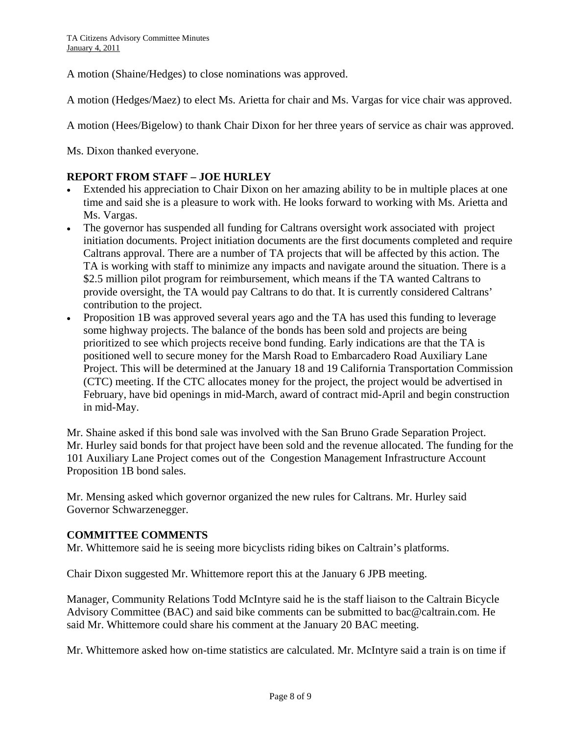A motion (Shaine/Hedges) to close nominations was approved.

A motion (Hedges/Maez) to elect Ms. Arietta for chair and Ms. Vargas for vice chair was approved.

A motion (Hees/Bigelow) to thank Chair Dixon for her three years of service as chair was approved.

Ms. Dixon thanked everyone.

**REPORT FROM STAFF – JOE HURLEY**

- Extended his appreciation to Chair Dixon on her amazing ability to be in multiple places at one time and said she is a pleasure to work with. He looks forward to working with Ms. Arietta and Ms. Vargas.
- The governor has suspended all funding for Caltrans oversight work associated with project initiation documents. Project initiation documents are the first documents completed and require Caltrans approval. There are a number of TA projects that will be affected by this action. The TA is working with staff to minimize any impacts and navigate around the situation. There is a $2.5 million pilot program for reimbursement, which means if the TA wanted Caltrans to provide oversight, the TA would pay Caltrans to do that. It is currently considered Caltrans' contribution to the project.
- Proposition 1B was approved several years ago and the TA has used this funding to leverage some highway projects. The balance of the bonds has been sold and projects are being prioritized to see which projects receive bond funding. Early indications are that the TA is positioned well to secure money for the Marsh Road to Embarcadero Road Auxiliary Lane Project. This will be determined at the January 18 and 19 California Transportation Commission (CTC) meeting. If the CTC allocates money for the project, the project would be advertised in February, have bid openings in mid-March, award of contract mid-April and begin construction in mid-May.

Mr. Shaine asked if this bond sale was involved with the San Bruno Grade Separation Project. Mr. Hurley said bonds for that project have been sold and the revenue allocated. The funding for the 101 Auxiliary Lane Project comes out of the Congestion Management Infrastructure Account Proposition 1B bond sales.

Mr. Mensing asked which governor organized the new rules for Caltrans. Mr. Hurley said Governor Schwarzenegger.

**COMMITTEE COMMENTS**

Mr. Whittemore said he is seeing more bicyclists riding bikes on Caltrain's platforms.

Chair Dixon suggested Mr. Whittemore report this at the January 6 JPB meeting.

Manager, Community Relations Todd McIntyre said he is the staff liaison to the Caltrain Bicycle Advisory Committee (BAC) and said bike comments can be submitted to bac@caltrain.com. He said Mr. Whittemore could share his comment at the January 20 BAC meeting.

Mr. Whittemore asked how on-time statistics are calculated. Mr. McIntyre said a train is on time if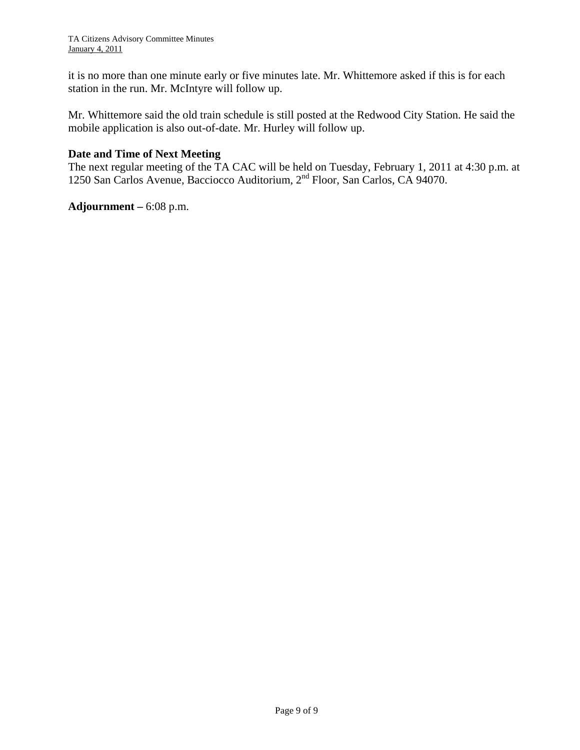it is no more than one minute early or five minutes late. Mr. Whittemore asked if this is for each station in the run. Mr. McIntyre will follow up.

Mr. Whittemore said the old train schedule is still posted at the Redwood City Station. He said the mobile application is also out-of-date. Mr. Hurley will follow up.

**Date and Time of Next Meeting**
The next regular meeting of the TA CAC will be held on Tuesday, February 1, 2011 at 4:30 p.m. at 1250 San Carlos Avenue, Bacciocco Auditorium, 2nd Floor, San Carlos, CA 94070.

**Adjournment –** 6:08 p.m.